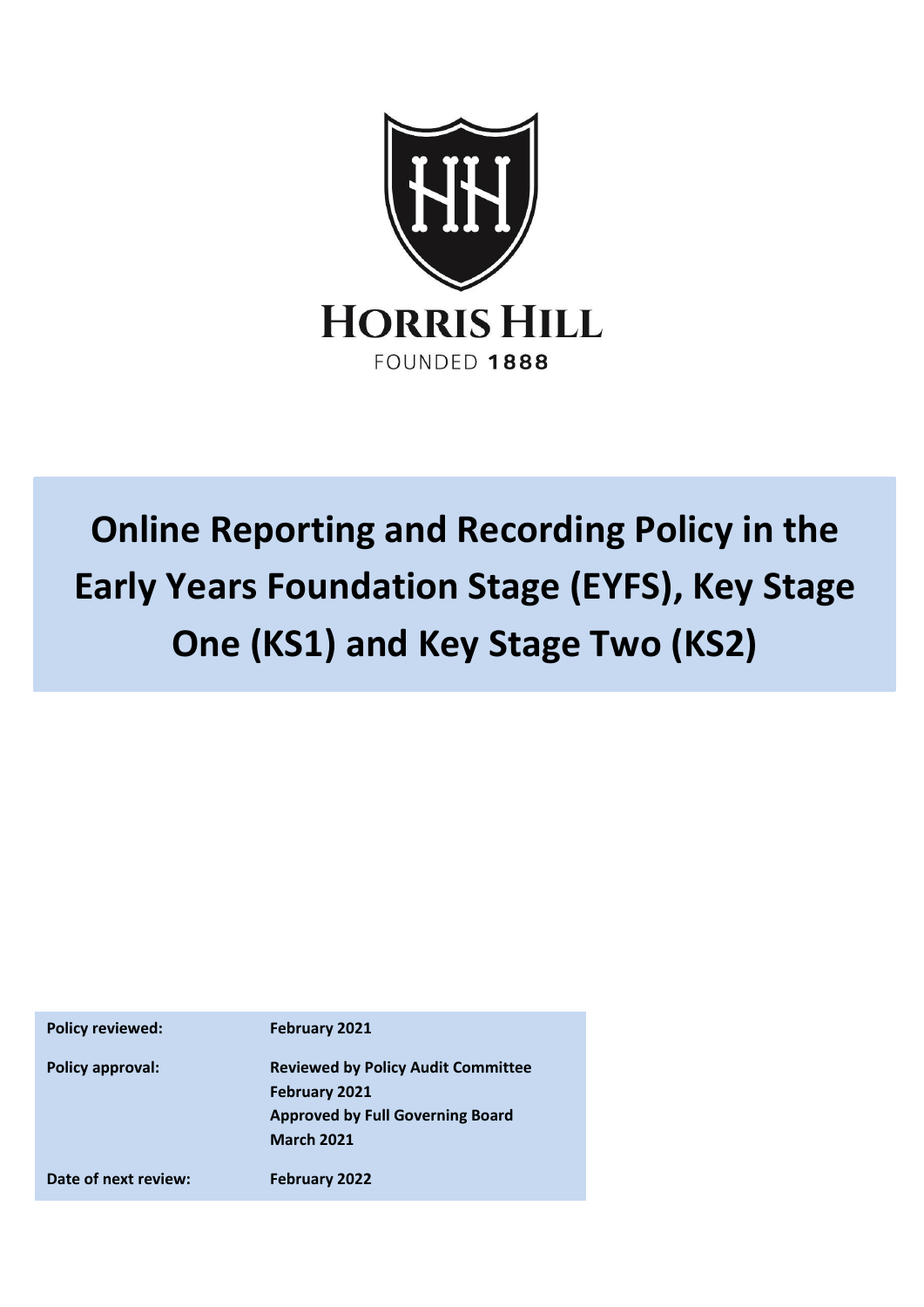HORRIS HILL

FOUNDED 1888

# Online Reporting and Recording Policy in the Early Years Foundation Stage (EYFS), Key Stage One (KS1) and Key Stage Two (KS2)

| | |
|---|---|
| **Policy reviewed:** | **February 2021** |
| **Policy approval:** | **Reviewed by Policy Audit Committee February 2021**<br>**Approved by Full Governing Board March 2021** |
| **Date of next review:** | **February 2022** |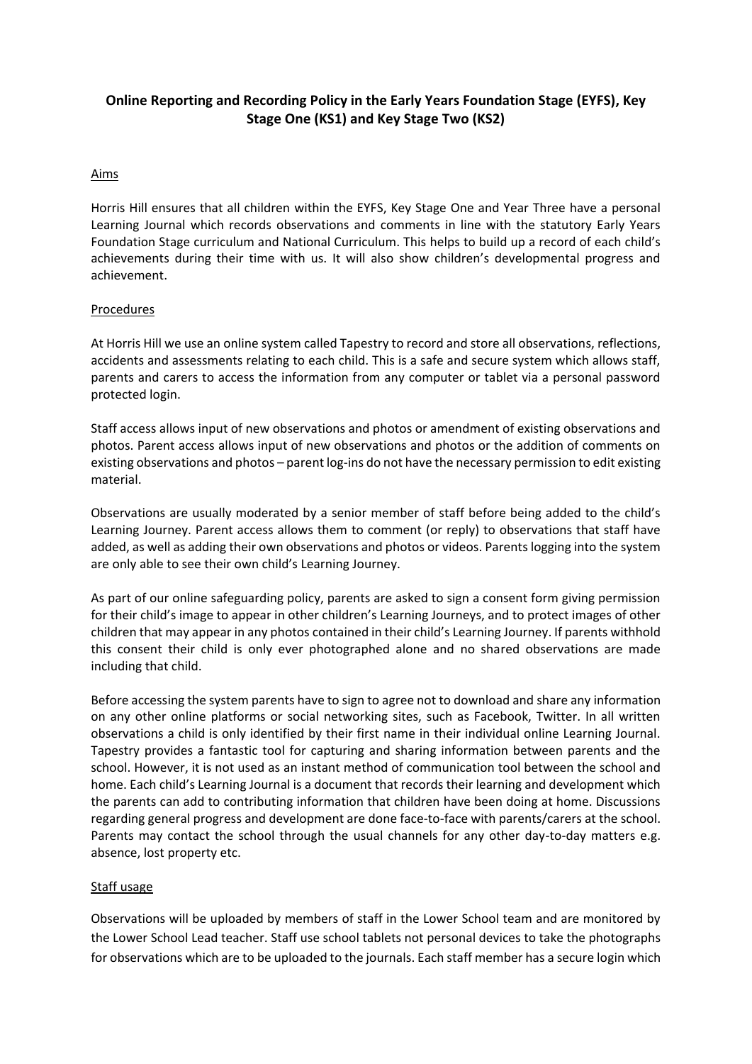## Online Reporting and Recording Policy in the Early Years Foundation Stage (EYFS), Key Stage One (KS1) and Key Stage Two (KS2)

### Aims

Horris Hill ensures that all children within the EYFS, Key Stage One and Year Three have a personal Learning Journal which records observations and comments in line with the statutory Early Years Foundation Stage curriculum and National Curriculum. This helps to build up a record of each child's achievements during their time with us. It will also show children's developmental progress and achievement.

### Procedures

At Horris Hill we use an online system called Tapestry to record and store all observations, reflections, accidents and assessments relating to each child. This is a safe and secure system which allows staff, parents and carers to access the information from any computer or tablet via a personal password protected login.

Staff access allows input of new observations and photos or amendment of existing observations and photos. Parent access allows input of new observations and photos or the addition of comments on existing observations and photos – parent log-ins do not have the necessary permission to edit existing material.

Observations are usually moderated by a senior member of staff before being added to the child's Learning Journey. Parent access allows them to comment (or reply) to observations that staff have added, as well as adding their own observations and photos or videos. Parents logging into the system are only able to see their own child's Learning Journey.

As part of our online safeguarding policy, parents are asked to sign a consent form giving permission for their child's image to appear in other children's Learning Journeys, and to protect images of other children that may appear in any photos contained in their child's Learning Journey. If parents withhold this consent their child is only ever photographed alone and no shared observations are made including that child.

Before accessing the system parents have to sign to agree not to download and share any information on any other online platforms or social networking sites, such as Facebook, Twitter. In all written observations a child is only identified by their first name in their individual online Learning Journal. Tapestry provides a fantastic tool for capturing and sharing information between parents and the school. However, it is not used as an instant method of communication tool between the school and home. Each child's Learning Journal is a document that records their learning and development which the parents can add to contributing information that children have been doing at home. Discussions regarding general progress and development are done face-to-face with parents/carers at the school. Parents may contact the school through the usual channels for any other day-to-day matters e.g. absence, lost property etc.

### Staff usage

Observations will be uploaded by members of staff in the Lower School team and are monitored by the Lower School Lead teacher. Staff use school tablets not personal devices to take the photographs for observations which are to be uploaded to the journals. Each staff member has a secure login which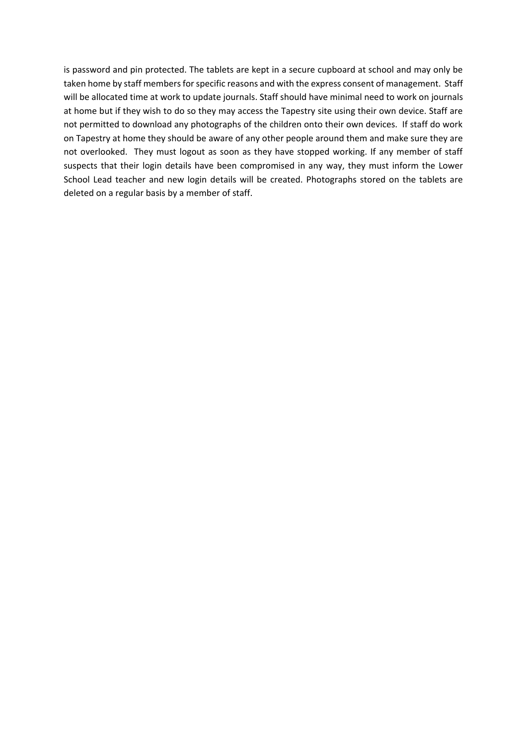is password and pin protected. The tablets are kept in a secure cupboard at school and may only be taken home by staff members for specific reasons and with the express consent of management. Staff will be allocated time at work to update journals. Staff should have minimal need to work on journals at home but if they wish to do so they may access the Tapestry site using their own device. Staff are not permitted to download any photographs of the children onto their own devices. If staff do work on Tapestry at home they should be aware of any other people around them and make sure they are not overlooked. They must logout as soon as they have stopped working. If any member of staff suspects that their login details have been compromised in any way, they must inform the Lower School Lead teacher and new login details will be created. Photographs stored on the tablets are deleted on a regular basis by a member of staff.